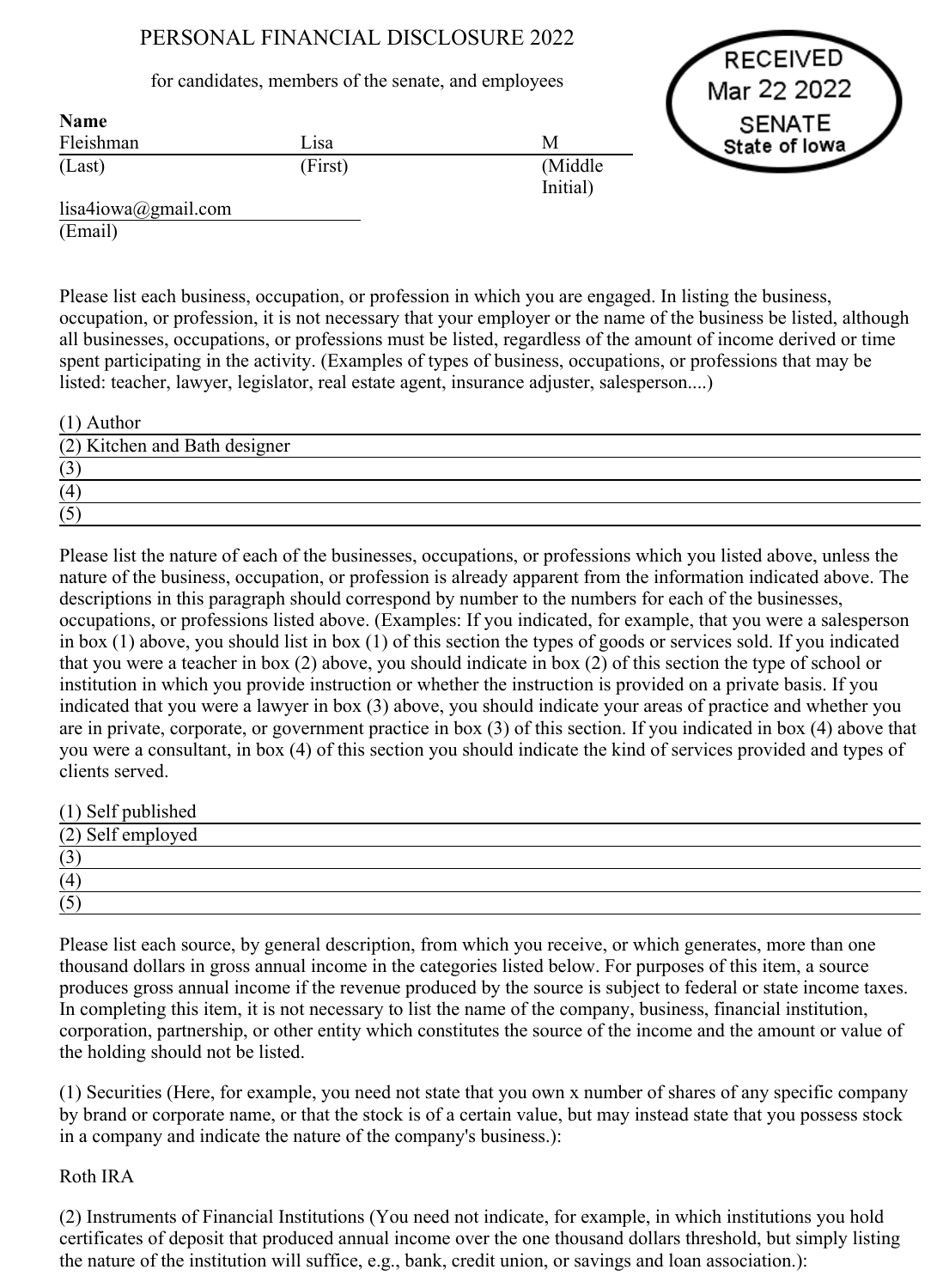# PERSONAL FINANCIAL DISCLOSURE 2022

for candidates, members of the senate, and employees

RECEIVED
Mar 22 2022
SENATE
State of Iowa

**Name**

| Fleishman | Lisa | M |
|---|---|---|
| (Last) | (First) | (Middle Initial) |

lisa4iowa@gmail.com
(Email)

Please list each business, occupation, or profession in which you are engaged. In listing the business, occupation, or profession, it is not necessary that your employer or the name of the business be listed, although all businesses, occupations, or professions must be listed, regardless of the amount of income derived or time spent participating in the activity. (Examples of types of business, occupations, or professions that may be listed: teacher, lawyer, legislator, real estate agent, insurance adjuster, salesperson....)

(1) Author
(2) Kitchen and Bath designer
(3)
(4)
(5)

Please list the nature of each of the businesses, occupations, or professions which you listed above, unless the nature of the business, occupation, or profession is already apparent from the information indicated above. The descriptions in this paragraph should correspond by number to the numbers for each of the businesses, occupations, or professions listed above. (Examples: If you indicated, for example, that you were a salesperson in box (1) above, you should list in box (1) of this section the types of goods or services sold. If you indicated that you were a teacher in box (2) above, you should indicate in box (2) of this section the type of school or institution in which you provide instruction or whether the instruction is provided on a private basis. If you indicated that you were a lawyer in box (3) above, you should indicate your areas of practice and whether you are in private, corporate, or government practice in box (3) of this section. If you indicated in box (4) above that you were a consultant, in box (4) of this section you should indicate the kind of services provided and types of clients served.

(1) Self published
(2) Self employed
(3)
(4)
(5)

Please list each source, by general description, from which you receive, or which generates, more than one thousand dollars in gross annual income in the categories listed below. For purposes of this item, a source produces gross annual income if the revenue produced by the source is subject to federal or state income taxes. In completing this item, it is not necessary to list the name of the company, business, financial institution, corporation, partnership, or other entity which constitutes the source of the income and the amount or value of the holding should not be listed.

(1) Securities (Here, for example, you need not state that you own x number of shares of any specific company by brand or corporate name, or that the stock is of a certain value, but may instead state that you possess stock in a company and indicate the nature of the company's business.):

Roth IRA

(2) Instruments of Financial Institutions (You need not indicate, for example, in which institutions you hold certificates of deposit that produced annual income over the one thousand dollars threshold, but simply listing the nature of the institution will suffice, e.g., bank, credit union, or savings and loan association.):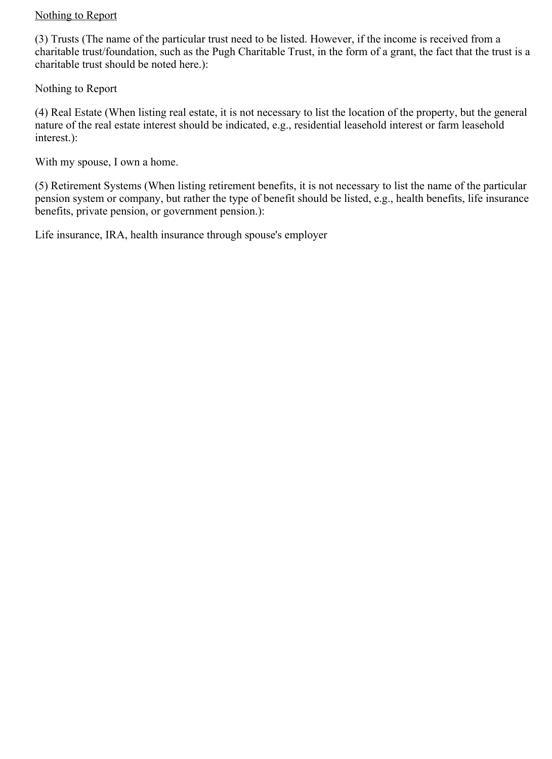<u>Nothing to Report</u>

(3) Trusts (The name of the particular trust need to be listed. However, if the income is received from a charitable trust/foundation, such as the Pugh Charitable Trust, in the form of a grant, the fact that the trust is a charitable trust should be noted here.):

Nothing to Report

(4) Real Estate (When listing real estate, it is not necessary to list the location of the property, but the general nature of the real estate interest should be indicated, e.g., residential leasehold interest or farm leasehold interest.):

With my spouse, I own a home.

(5) Retirement Systems (When listing retirement benefits, it is not necessary to list the name of the particular pension system or company, but rather the type of benefit should be listed, e.g., health benefits, life insurance benefits, private pension, or government pension.):

Life insurance, IRA, health insurance through spouse's employer